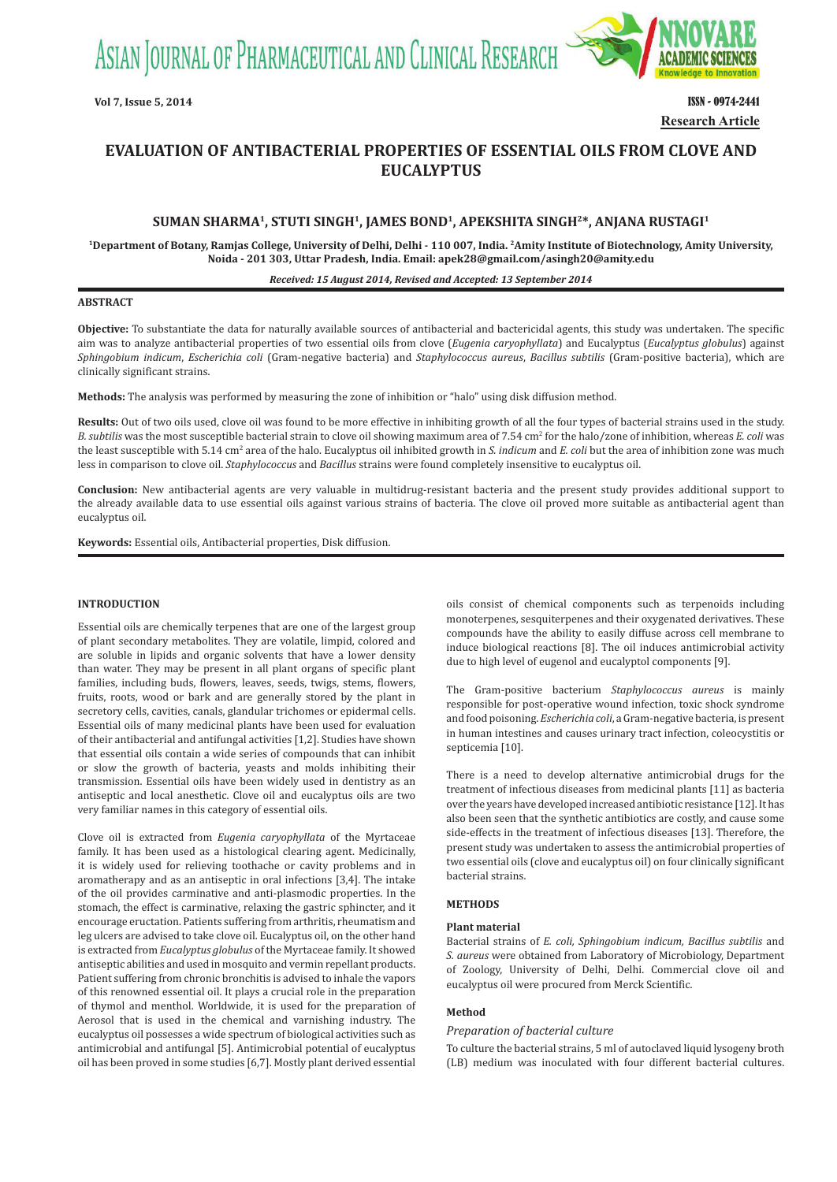# EVALUATION OF ANTIBACTERIAL PROPERTIES OF ESSENTIAL OILS FROM CLOVE AND EUCALYPTUS

**SUMAN SHARMA[1], STUTI SINGH[1], JAMES BOND[1], APEKSHITA SINGH[2]*, ANJANA RUSTAGI[1]**

[1]Department of Botany, Ramjas College, University of Delhi, Delhi - 110 007, India. [2]Amity Institute of Biotechnology, Amity University, Noida - 201 303, Uttar Pradesh, India. Email: apek28@gmail.com/asingh20@amity.edu

*Received: 15 August 2014, Revised and Accepted: 13 September 2014*

## ABSTRACT

**Objective:** To substantiate the data for naturally available sources of antibacterial and bactericidal agents, this study was undertaken. The specific aim was to analyze antibacterial properties of two essential oils from clove (*Eugenia caryophyllata*) and Eucalyptus (*Eucalyptus globulus*) against *Sphingobium indicum*, *Escherichia coli* (Gram-negative bacteria) and *Staphylococcus aureus*, *Bacillus subtilis* (Gram-positive bacteria), which are clinically significant strains.

**Methods:** The analysis was performed by measuring the zone of inhibition or "halo" using disk diffusion method.

**Results:** Out of two oils used, clove oil was found to be more effective in inhibiting growth of all the four types of bacterial strains used in the study. *B. subtilis* was the most susceptible bacterial strain to clove oil showing maximum area of 7.54 $cm^2$ for the halo/zone of inhibition, whereas *E. coli* was the least susceptible with 5.14 $cm^2$ area of the halo. Eucalyptus oil inhibited growth in *S. indicum* and *E. coli* but the area of inhibition zone was much less in comparison to clove oil. *Staphylococcus* and *Bacillus* strains were found completely insensitive to eucalyptus oil.

**Conclusion:** New antibacterial agents are very valuable in multidrug-resistant bacteria and the present study provides additional support to the already available data to use essential oils against various strains of bacteria. The clove oil proved more suitable as antibacterial agent than eucalyptus oil.

**Keywords:** Essential oils, Antibacterial properties, Disk diffusion.

## INTRODUCTION

Essential oils are chemically terpenes that are one of the largest group of plant secondary metabolites. They are volatile, limpid, colored and are soluble in lipids and organic solvents that have a lower density than water. They may be present in all plant organs of specific plant families, including buds, flowers, leaves, seeds, twigs, stems, flowers, fruits, roots, wood or bark and are generally stored by the plant in secretory cells, cavities, canals, glandular trichomes or epidermal cells. Essential oils of many medicinal plants have been used for evaluation of their antibacterial and antifungal activities [1,2]. Studies have shown that essential oils contain a wide series of compounds that can inhibit or slow the growth of bacteria, yeasts and molds inhibiting their transmission. Essential oils have been widely used in dentistry as an antiseptic and local anesthetic. Clove oil and eucalyptus oils are two very familiar names in this category of essential oils.

Clove oil is extracted from *Eugenia caryophyllata* of the Myrtaceae family. It has been used as a histological clearing agent. Medicinally, it is widely used for relieving toothache or cavity problems and in aromatherapy and as an antiseptic in oral infections [3,4]. The intake of the oil provides carminative and anti-plasmodic properties. In the stomach, the effect is carminative, relaxing the gastric sphincter, and it encourage eructation. Patients suffering from arthritis, rheumatism and leg ulcers are advised to take clove oil. Eucalyptus oil, on the other hand is extracted from *Eucalyptus globulus* of the Myrtaceae family. It showed antiseptic abilities and used in mosquito and vermin repellant products. Patient suffering from chronic bronchitis is advised to inhale the vapors of this renowned essential oil. It plays a crucial role in the preparation of thymol and menthol. Worldwide, it is used for the preparation of Aerosol that is used in the chemical and varnishing industry. The eucalyptus oil possesses a wide spectrum of biological activities such as antimicrobial and antifungal [5]. Antimicrobial potential of eucalyptus oil has been proved in some studies [6,7]. Mostly plant derived essential oils consist of chemical components such as terpenoids including monoterpenes, sesquiterpenes and their oxygenated derivatives. These compounds have the ability to easily diffuse across cell membrane to induce biological reactions [8]. The oil induces antimicrobial activity due to high level of eugenol and eucalyptol components [9].

The Gram-positive bacterium *Staphylococcus aureus* is mainly responsible for post-operative wound infection, toxic shock syndrome and food poisoning. *Escherichia coli*, a Gram-negative bacteria, is present in human intestines and causes urinary tract infection, coleocystitis or septicemia [10].

There is a need to develop alternative antimicrobial drugs for the treatment of infectious diseases from medicinal plants [11] as bacteria over the years have developed increased antibiotic resistance [12]. It has also been seen that the synthetic antibiotics are costly, and cause some side-effects in the treatment of infectious diseases [13]. Therefore, the present study was undertaken to assess the antimicrobial properties of two essential oils (clove and eucalyptus oil) on four clinically significant bacterial strains.

## METHODS

### Plant material

Bacterial strains of *E. coli, Sphingobium indicum, Bacillus subtilis* and *S. aureus* were obtained from Laboratory of Microbiology, Department of Zoology, University of Delhi, Delhi. Commercial clove oil and eucalyptus oil were procured from Merck Scientific.

### Method

*Preparation of bacterial culture*

To culture the bacterial strains, 5 ml of autoclaved liquid lysogeny broth (LB) medium was inoculated with four different bacterial cultures.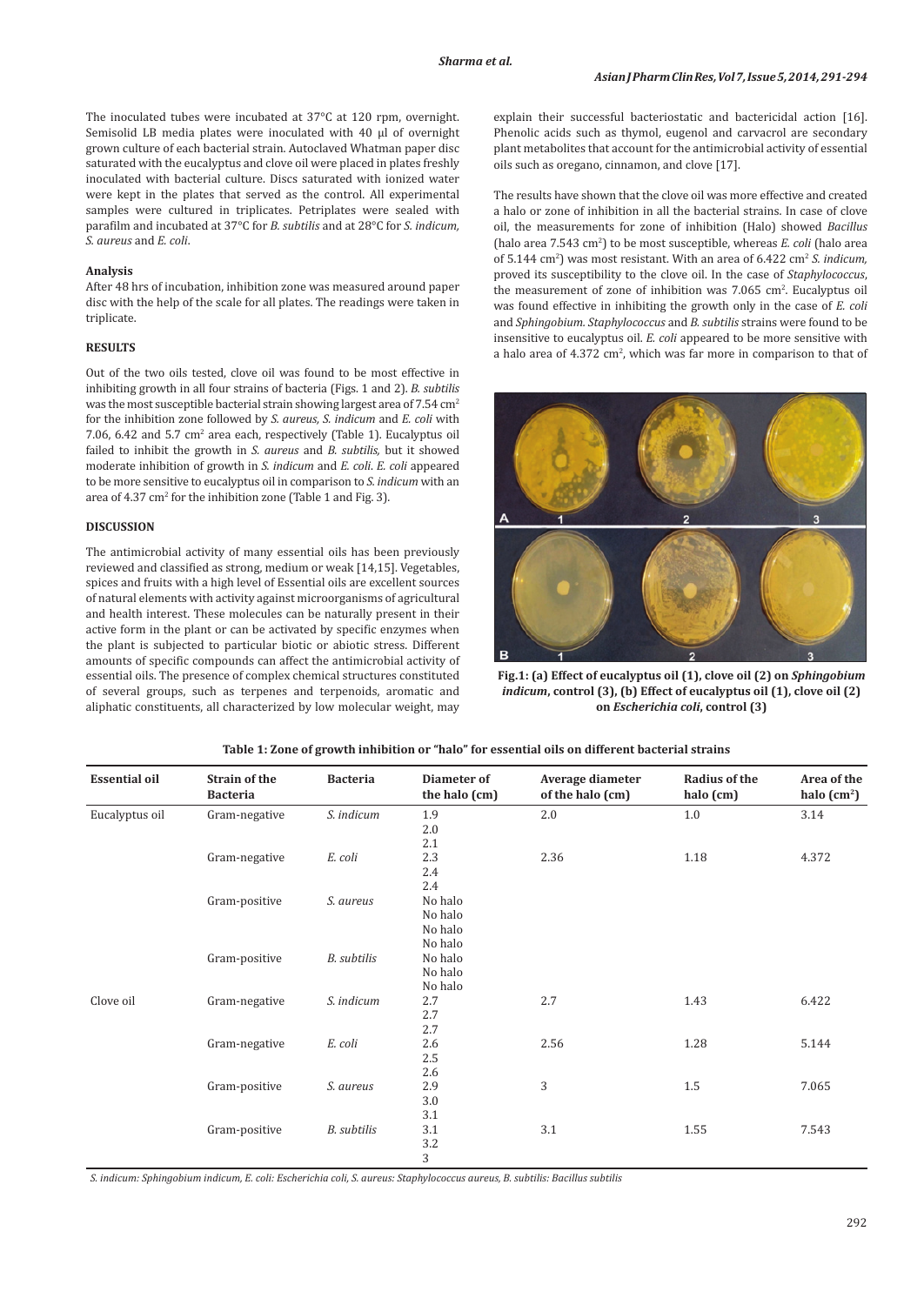The inoculated tubes were incubated at 37°C at 120 rpm, overnight. Semisolid LB media plates were inoculated with 40 µl of overnight grown culture of each bacterial strain. Autoclaved Whatman paper disc saturated with the eucalyptus and clove oil were placed in plates freshly inoculated with bacterial culture. Discs saturated with ionized water were kept in the plates that served as the control. All experimental samples were cultured in triplicates. Petriplates were sealed with parafilm and incubated at 37°C for *B. subtilis* and at 28°C for *S. indicum, S. aureus* and *E. coli*.

### Analysis

After 48 hrs of incubation, inhibition zone was measured around paper disc with the help of the scale for all plates. The readings were taken in triplicate.

## RESULTS

Out of the two oils tested, clove oil was found to be most effective in inhibiting growth in all four strains of bacteria (Figs. 1 and 2). *B. subtilis* was the most susceptible bacterial strain showing largest area of 7.54 $cm^2$ for the inhibition zone followed by *S. aureus, S. indicum* and *E. coli* with 7.06, 6.42 and 5.7 $cm^2$ area each, respectively (Table 1). Eucalyptus oil failed to inhibit the growth in *S. aureus* and *B. subtilis,* but it showed moderate inhibition of growth in *S. indicum* and *E. coli*. *E. coli* appeared to be more sensitive to eucalyptus oil in comparison to *S. indicum* with an area of 4.37 $cm^2$ for the inhibition zone (Table 1 and Fig. 3).

## DISCUSSION

The antimicrobial activity of many essential oils has been previously reviewed and classified as strong, medium or weak [14,15]. Vegetables, spices and fruits with a high level of Essential oils are excellent sources of natural elements with activity against microorganisms of agricultural and health interest. These molecules can be naturally present in their active form in the plant or can be activated by specific enzymes when the plant is subjected to particular biotic or abiotic stress. Different amounts of specific compounds can affect the antimicrobial activity of essential oils. The presence of complex chemical structures constituted of several groups, such as terpenes and terpenoids, aromatic and aliphatic constituents, all characterized by low molecular weight, may explain their successful bacteriostatic and bactericidal action [16]. Phenolic acids such as thymol, eugenol and carvacrol are secondary plant metabolites that account for the antimicrobial activity of essential oils such as oregano, cinnamon, and clove [17].

The results have shown that the clove oil was more effective and created a halo or zone of inhibition in all the bacterial strains. In case of clove oil, the measurements for zone of inhibition (Halo) showed *Bacillus* (halo area 7.543 $cm^2$) to be most susceptible, whereas *E. coli* (halo area of 5.144 $cm^2$) was most resistant. With an area of 6.422 $cm^2$ *S. indicum,* proved its susceptibility to the clove oil. In the case of *Staphylococcus*, the measurement of zone of inhibition was 7.065 $cm^2$. Eucalyptus oil was found effective in inhibiting the growth only in the case of *E. coli* and *Sphingobium. Staphylococcus* and *B. subtilis* strains were found to be insensitive to eucalyptus oil. *E. coli* appeared to be more sensitive with a halo area of 4.372 $cm^2$, which was far more in comparison to that of

**Fig.1: (a) Effect of eucalyptus oil (1), clove oil (2) on *Sphingobium indicum*, control (3), (b) Effect of eucalyptus oil (1), clove oil (2) on *Escherichia coli*, control (3)**

**Table 1: Zone of growth inhibition or "halo" for essential oils on different bacterial strains**

| Essential oil | Strain of the Bacteria | Bacteria | Diameter of the halo (cm) | Average diameter of the halo (cm) | Radius of the halo (cm) | Area of the halo ($cm^2$) |
|---|---|---|---|---|---|---|
| Eucalyptus oil | Gram-negative | *S. indicum* | 1.9<br>2.0<br>2.1 | 2.0 | 1.0 | 3.14 |
| | Gram-negative | *E. coli* | 2.3<br>2.4<br>2.4 | 2.36 | 1.18 | 4.372 |
| | Gram-positive | *S. aureus* | No halo<br>No halo<br>No halo<br>No halo | | | |
| | Gram-positive | *B. subtilis* | No halo<br>No halo<br>No halo | | | |
| Clove oil | Gram-negative | *S. indicum* | 2.7<br>2.7<br>2.7 | 2.7 | 1.43 | 6.422 |
| | Gram-negative | *E. coli* | 2.6<br>2.5<br>2.6 | 2.56 | 1.28 | 5.144 |
| | Gram-positive | *S. aureus* | 2.9<br>3.0<br>3.1 | 3 | 1.5 | 7.065 |
| | Gram-positive | *B. subtilis* | 3.1<br>3.2<br>3 | 3.1 | 1.55 | 7.543 |

*S. indicum: Sphingobium indicum, E. coli: Escherichia coli, S. aureus: Staphylococcus aureus, B. subtilis: Bacillus subtilis*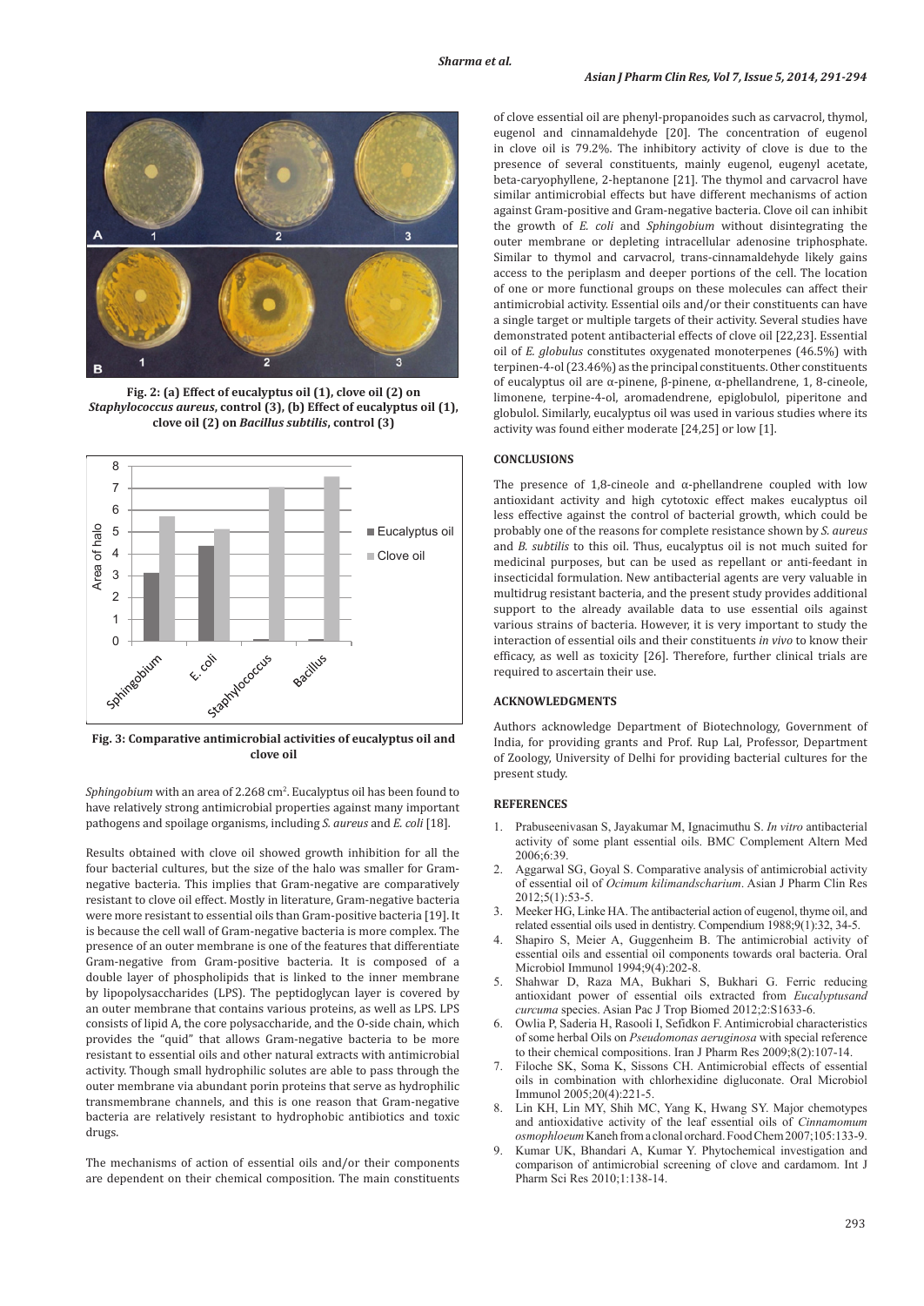Fig. 2: (a) Effect of eucalyptus oil (1), clove oil (2) on *Staphylococcus aureus*, control (3), (b) Effect of eucalyptus oil (1), clove oil (2) on *Bacillus subtilis*, control (3)

Fig. 3: Comparative antimicrobial activities of eucalyptus oil and clove oil

*Sphingobium* with an area of 2.268 $cm^2$. Eucalyptus oil has been found to have relatively strong antimicrobial properties against many important pathogens and spoilage organisms, including *S. aureus* and *E. coli* [18].

Results obtained with clove oil showed growth inhibition for all the four bacterial cultures, but the size of the halo was smaller for Gram-negative bacteria. This implies that Gram-negative are comparatively resistant to clove oil effect. Mostly in literature, Gram-negative bacteria were more resistant to essential oils than Gram-positive bacteria [19]. It is because the cell wall of Gram-negative bacteria is more complex. The presence of an outer membrane is one of the features that differentiate Gram-negative from Gram-positive bacteria. It is composed of a double layer of phospholipids that is linked to the inner membrane by lipopolysaccharides (LPS). The peptidoglycan layer is covered by an outer membrane that contains various proteins, as well as LPS. LPS consists of lipid A, the core polysaccharide, and the O-side chain, which provides the "quid" that allows Gram-negative bacteria to be more resistant to essential oils and other natural extracts with antimicrobial activity. Though small hydrophilic solutes are able to pass through the outer membrane via abundant porin proteins that serve as hydrophilic transmembrane channels, and this is one reason that Gram-negative bacteria are relatively resistant to hydrophobic antibiotics and toxic drugs.

The mechanisms of action of essential oils and/or their components are dependent on their chemical composition. The main constituents of clove essential oil are phenyl-propanoides such as carvacrol, thymol, eugenol and cinnamaldehyde [20]. The concentration of eugenol in clove oil is 79.2%. The inhibitory activity of clove is due to the presence of several constituents, mainly eugenol, eugenyl acetate, beta-caryophyllene, 2-heptanone [21]. The thymol and carvacrol have similar antimicrobial effects but have different mechanisms of action against Gram-positive and Gram-negative bacteria. Clove oil can inhibit the growth of *E. coli* and *Sphingobium* without disintegrating the outer membrane or depleting intracellular adenosine triphosphate. Similar to thymol and carvacrol, trans-cinnamaldehyde likely gains access to the periplasm and deeper portions of the cell. The location of one or more functional groups on these molecules can affect their antimicrobial activity. Essential oils and/or their constituents can have a single target or multiple targets of their activity. Several studies have demonstrated potent antibacterial effects of clove oil [22,23]. Essential oil of *E. globulus* constitutes oxygenated monoterpenes (46.5%) with terpinen-4-ol (23.46%) as the principal constituents. Other constituents of eucalyptus oil are α-pinene, β-pinene, α-phellandrene, 1, 8-cineole, limonene, terpine-4-ol, aromadendrene, epiglobulol, piperitone and globulol. Similarly, eucalyptus oil was used in various studies where its activity was found either moderate [24,25] or low [1].

## CONCLUSIONS

The presence of 1,8-cineole and α-phellandrene coupled with low antioxidant activity and high cytotoxic effect makes eucalyptus oil less effective against the control of bacterial growth, which could be probably one of the reasons for complete resistance shown by *S. aureus* and *B. subtilis* to this oil. Thus, eucalyptus oil is not much suited for medicinal purposes, but can be used as repellant or anti-feedant in insecticidal formulation. New antibacterial agents are very valuable in multidrug resistant bacteria, and the present study provides additional support to the already available data to use essential oils against various strains of bacteria. However, it is very important to study the interaction of essential oils and their constituents *in vivo* to know their efficacy, as well as toxicity [26]. Therefore, further clinical trials are required to ascertain their use.

## ACKNOWLEDGMENTS

Authors acknowledge Department of Biotechnology, Government of India, for providing grants and Prof. Rup Lal, Professor, Department of Zoology, University of Delhi for providing bacterial cultures for the present study.

## REFERENCES

1. Prabuseenivasan S, Jayakumar M, Ignacimuthu S. *In vitro* antibacterial activity of some plant essential oils. BMC Complement Altern Med 2006;6:39.
2. Aggarwal SG, Goyal S. Comparative analysis of antimicrobial activity of essential oil of *Ocimum kilimandscharium*. Asian J Pharm Clin Res 2012;5(1):53-5.
3. Meeker HG, Linke HA. The antibacterial action of eugenol, thyme oil, and related essential oils used in dentistry. Compendium 1988;9(1):32, 34-5.
4. Shapiro S, Meier A, Guggenheim B. The antimicrobial activity of essential oils and essential oil components towards oral bacteria. Oral Microbiol Immunol 1994;9(4):202-8.
5. Shahwar D, Raza MA, Bukhari S, Bukhari G. Ferric reducing antioxidant power of essential oils extracted from *Eucalyptusand curcuma* species. Asian Pac J Trop Biomed 2012;2:S1633-6.
6. Owlia P, Saderia H, Rasooli I, Sefidkon F. Antimicrobial characteristics of some herbal Oils on *Pseudomonas aeruginosa* with special reference to their chemical compositions. Iran J Pharm Res 2009;8(2):107-14.
7. Filoche SK, Soma K, Sissons CH. Antimicrobial effects of essential oils in combination with chlorhexidine digluconate. Oral Microbiol Immunol 2005;20(4):221-5.
8. Lin KH, Lin MY, Shih MC, Yang K, Hwang SY. Major chemotypes and antioxidative activity of the leaf essential oils of *Cinnamomum osmophloeum* Kaneh from a clonal orchard. Food Chem 2007;105:133-9.
9. Kumar UK, Bhandari A, Kumar Y. Phytochemical investigation and comparison of antimicrobial screening of clove and cardamom. Int J Pharm Sci Res 2010;1:138-14.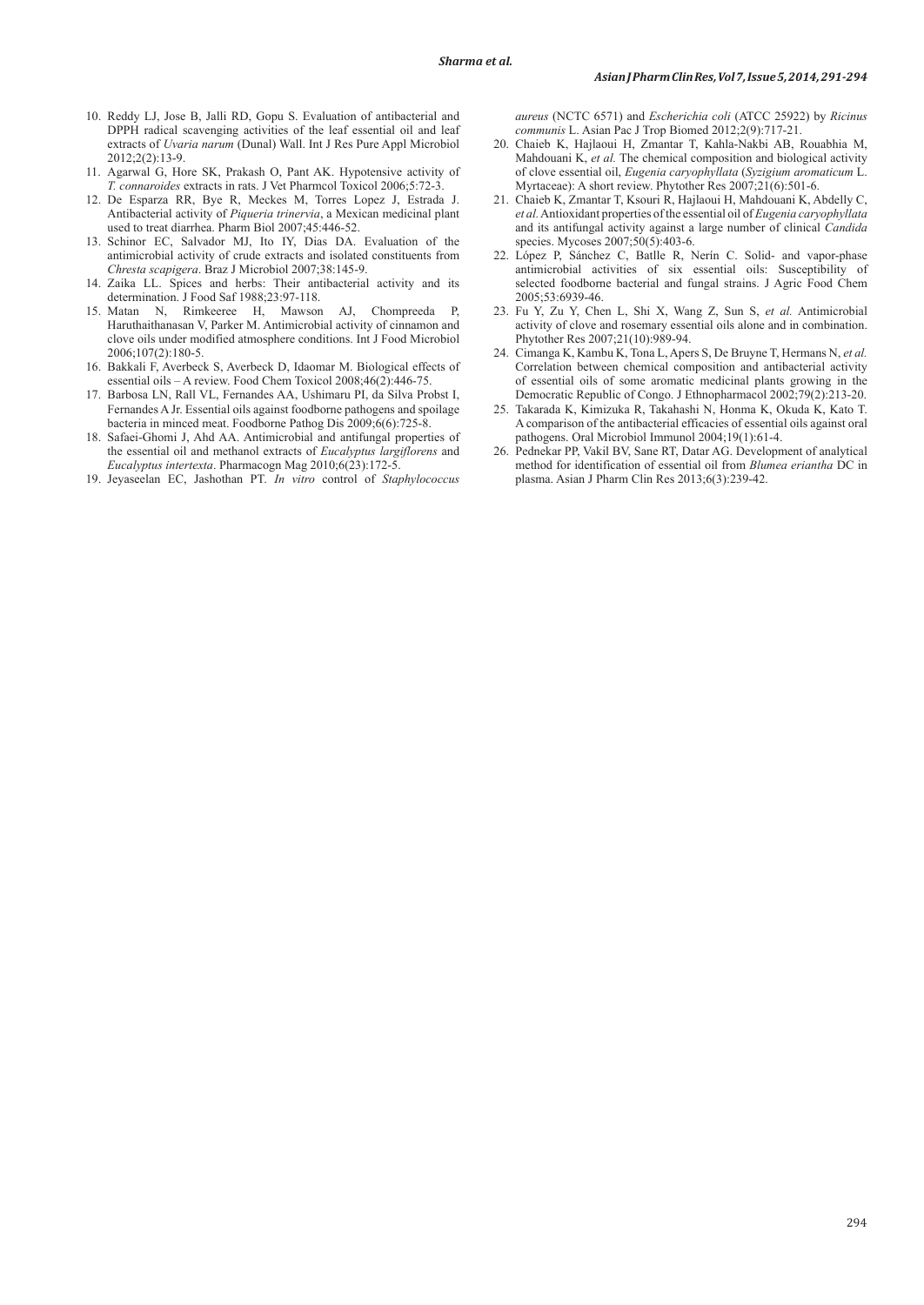10. Reddy LJ, Jose B, Jalli RD, Gopu S. Evaluation of antibacterial and DPPH radical scavenging activities of the leaf essential oil and leaf extracts of *Uvaria narum* (Dunal) Wall. Int J Res Pure Appl Microbiol 2012;2(2):13-9.
11. Agarwal G, Hore SK, Prakash O, Pant AK. Hypotensive activity of *T. connaroides* extracts in rats. J Vet Pharmcol Toxicol 2006;5:72-3.
12. De Esparza RR, Bye R, Meckes M, Torres Lopez J, Estrada J. Antibacterial activity of *Piqueria trinervia*, a Mexican medicinal plant used to treat diarrhea. Pharm Biol 2007;45:446-52.
13. Schinor EC, Salvador MJ, Ito IY, Dias DA. Evaluation of the antimicrobial activity of crude extracts and isolated constituents from *Chresta scapigera*. Braz J Microbiol 2007;38:145-9.
14. Zaika LL. Spices and herbs: Their antibacterial activity and its determination. J Food Saf 1988;23:97-118.
15. Matan N, Rimkeeree H, Mawson AJ, Chompreeda P, Haruthaithanasan V, Parker M. Antimicrobial activity of cinnamon and clove oils under modified atmosphere conditions. Int J Food Microbiol 2006;107(2):180-5.
16. Bakkali F, Averbeck S, Averbeck D, Idaomar M. Biological effects of essential oils – A review. Food Chem Toxicol 2008;46(2):446-75.
17. Barbosa LN, Rall VL, Fernandes AA, Ushimaru PI, da Silva Probst I, Fernandes A Jr. Essential oils against foodborne pathogens and spoilage bacteria in minced meat. Foodborne Pathog Dis 2009;6(6):725-8.
18. Safaei-Ghomi J, Ahd AA. Antimicrobial and antifungal properties of the essential oil and methanol extracts of *Eucalyptus largiflorens* and *Eucalyptus intertexta*. Pharmacogn Mag 2010;6(23):172-5.
19. Jeyaseelan EC, Jashothan PT. *In vitro* control of *Staphylococcus aureus* (NCTC 6571) and *Escherichia coli* (ATCC 25922) by *Ricinus communis* L. Asian Pac J Trop Biomed 2012;2(9):717-21.
20. Chaieb K, Hajlaoui H, Zmantar T, Kahla-Nakbi AB, Rouabhia M, Mahdouani K, *et al.* The chemical composition and biological activity of clove essential oil, *Eugenia caryophyllata* (*Syzigium aromaticum* L. Myrtaceae): A short review. Phytother Res 2007;21(6):501-6.
21. Chaieb K, Zmantar T, Ksouri R, Hajlaoui H, Mahdouani K, Abdelly C, *et al.* Antioxidant properties of the essential oil of *Eugenia caryophyllata* and its antifungal activity against a large number of clinical *Candida* species. Mycoses 2007;50(5):403-6.
22. López P, Sánchez C, Batlle R, Nerín C. Solid- and vapor-phase antimicrobial activities of six essential oils: Susceptibility of selected foodborne bacterial and fungal strains. J Agric Food Chem 2005;53:6939-46.
23. Fu Y, Zu Y, Chen L, Shi X, Wang Z, Sun S, *et al.* Antimicrobial activity of clove and rosemary essential oils alone and in combination. Phytother Res 2007;21(10):989-94.
24. Cimanga K, Kambu K, Tona L, Apers S, De Bruyne T, Hermans N, *et al.* Correlation between chemical composition and antibacterial activity of essential oils of some aromatic medicinal plants growing in the Democratic Republic of Congo. J Ethnopharmacol 2002;79(2):213-20.
25. Takarada K, Kimizuka R, Takahashi N, Honma K, Okuda K, Kato T. A comparison of the antibacterial efficacies of essential oils against oral pathogens. Oral Microbiol Immunol 2004;19(1):61-4.
26. Pednekar PP, Vakil BV, Sane RT, Datar AG. Development of analytical method for identification of essential oil from *Blumea eriantha* DC in plasma. Asian J Pharm Clin Res 2013;6(3):239-42.